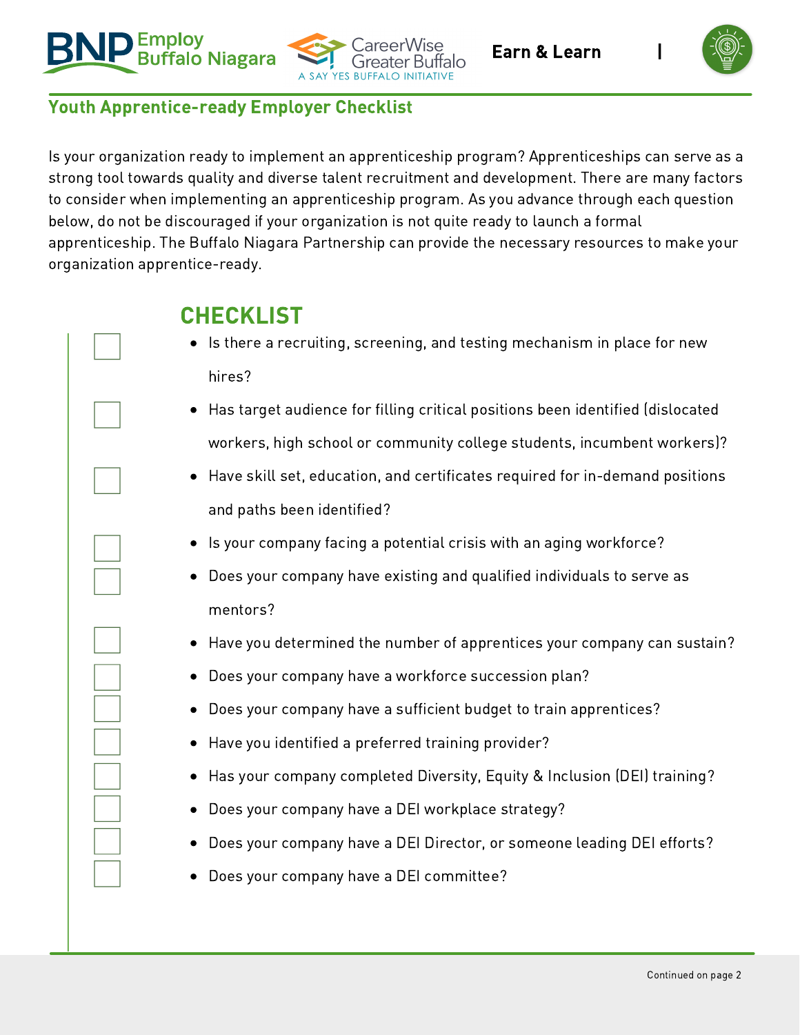Employ Buffalo Niagara | CareerWise Greater Buffalo — A SAY YES BUFFALO INITIATIVE | **Earn & Learn**

## Youth Apprentice-ready Employer Checklist

Is your organization ready to implement an apprenticeship program? Apprenticeships can serve as a strong tool towards quality and diverse talent recruitment and development. There are many factors to consider when implementing an apprenticeship program. As you advance through each question below, do not be discouraged if your organization is not quite ready to launch a formal apprenticeship. The Buffalo Niagara Partnership can provide the necessary resources to make your organization apprentice-ready.

## CHECKLIST

- ☐ Is there a recruiting, screening, and testing mechanism in place for new hires?
- ☐ Has target audience for filling critical positions been identified (dislocated workers, high school or community college students, incumbent workers)?
- ☐ Have skill set, education, and certificates required for in-demand positions and paths been identified?
- ☐ Is your company facing a potential crisis with an aging workforce?
- ☐ Does your company have existing and qualified individuals to serve as mentors?
- ☐ Have you determined the number of apprentices your company can sustain?
- ☐ Does your company have a workforce succession plan?
- ☐ Does your company have a sufficient budget to train apprentices?
- ☐ Have you identified a preferred training provider?
- ☐ Has your company completed Diversity, Equity & Inclusion (DEI) training?
- ☐ Does your company have a DEI workplace strategy?
- ☐ Does your company have a DEI Director, or someone leading DEI efforts?
- ☐ Does your company have a DEI committee?

Continued on page 2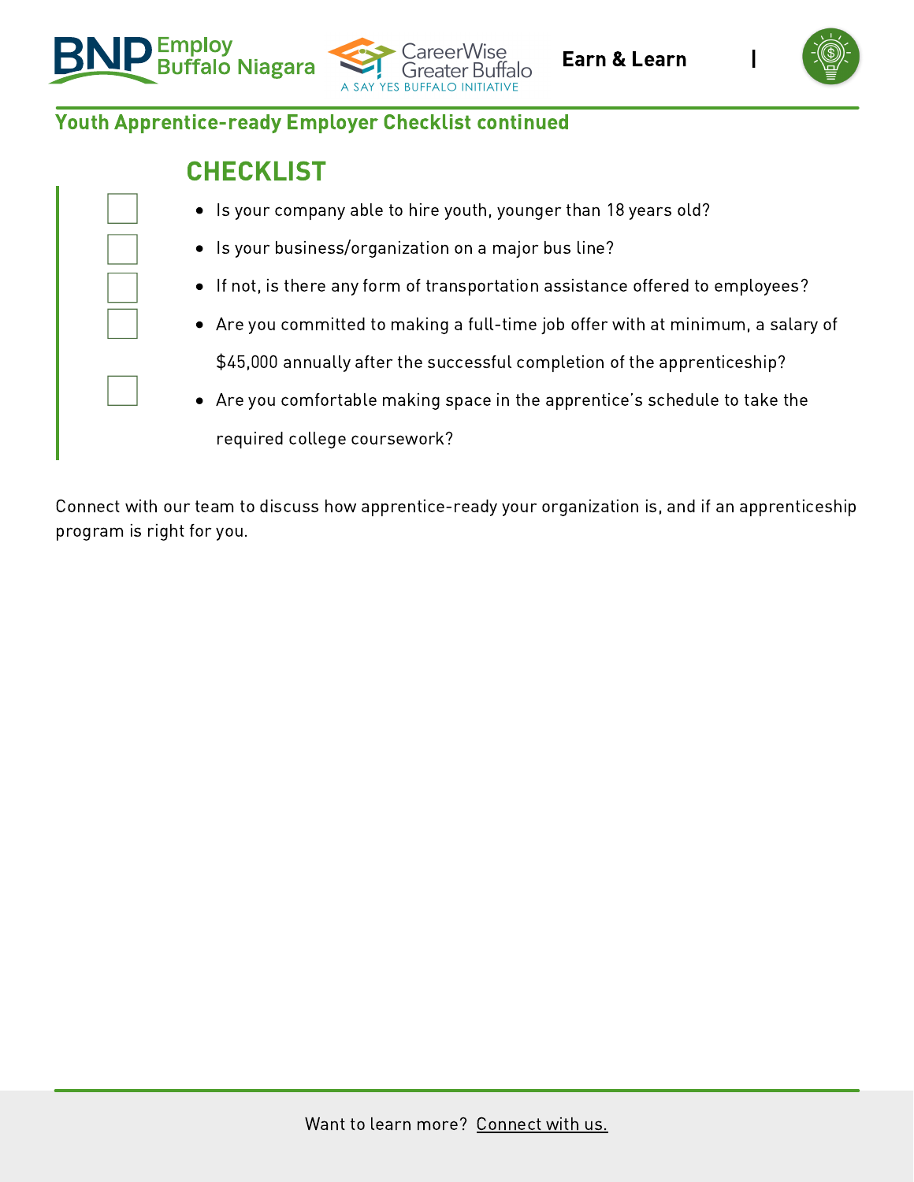## Youth Apprentice-ready Employer Checklist continued

### CHECKLIST

- [ ] Is your company able to hire youth, younger than 18 years old?
- [ ] Is your business/organization on a major bus line?
- [ ] If not, is there any form of transportation assistance offered to employees?
- [ ] Are you committed to making a full-time job offer with at minimum, a salary of $45,000 annually after the successful completion of the apprenticeship?
- [ ] Are you comfortable making space in the apprentice's schedule to take the required college coursework?

Connect with our team to discuss how apprentice-ready your organization is, and if an apprenticeship program is right for you.

Want to learn more? Connect with us.